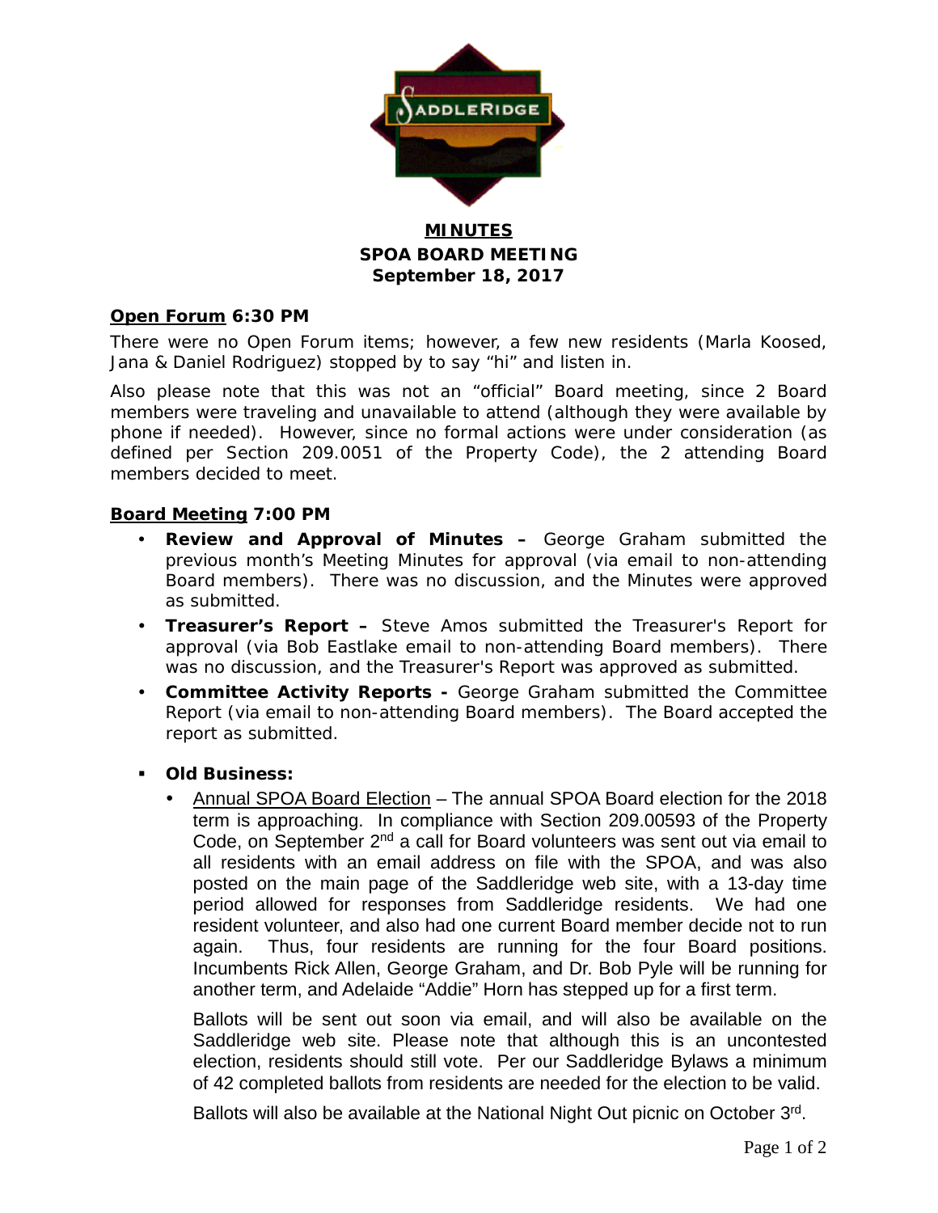# MINUTES

## SPOA BOARD MEETING

## September 18, 2017

**Open Forum 6:30 PM**

There were no Open Forum items; however, a few new residents (Marla Koosed, Jana & Daniel Rodriguez) stopped by to say "hi" and listen in.

Also please note that this was not an "official" Board meeting, since 2 Board members were traveling and unavailable to attend (although they were available by phone if needed). However, since no formal actions were under consideration (as defined per Section 209.0051 of the Property Code), the 2 attending Board members decided to meet.

**Board Meeting 7:00 PM**

- **Review and Approval of Minutes –** George Graham submitted the previous month's Meeting Minutes for approval (via email to non-attending Board members). There was no discussion, and the Minutes were approved as submitted.
- **Treasurer's Report –** Steve Amos submitted the Treasurer's Report for approval (via Bob Eastlake email to non-attending Board members). There was no discussion, and the Treasurer's Report was approved as submitted.
- **Committee Activity Reports -** George Graham submitted the Committee Report (via email to non-attending Board members). The Board accepted the report as submitted.

- **Old Business:**
  - Annual SPOA Board Election – The annual SPOA Board election for the 2018 term is approaching. In compliance with Section 209.00593 of the Property Code, on September 2nd a call for Board volunteers was sent out via email to all residents with an email address on file with the SPOA, and was also posted on the main page of the Saddleridge web site, with a 13-day time period allowed for responses from Saddleridge residents. We had one resident volunteer, and also had one current Board member decide not to run again. Thus, four residents are running for the four Board positions. Incumbents Rick Allen, George Graham, and Dr. Bob Pyle will be running for another term, and Adelaide "Addie" Horn has stepped up for a first term.

    Ballots will be sent out soon via email, and will also be available on the Saddleridge web site. Please note that although this is an uncontested election, residents should still vote. Per our Saddleridge Bylaws a minimum of 42 completed ballots from residents are needed for the election to be valid.

    Ballots will also be available at the National Night Out picnic on October 3rd.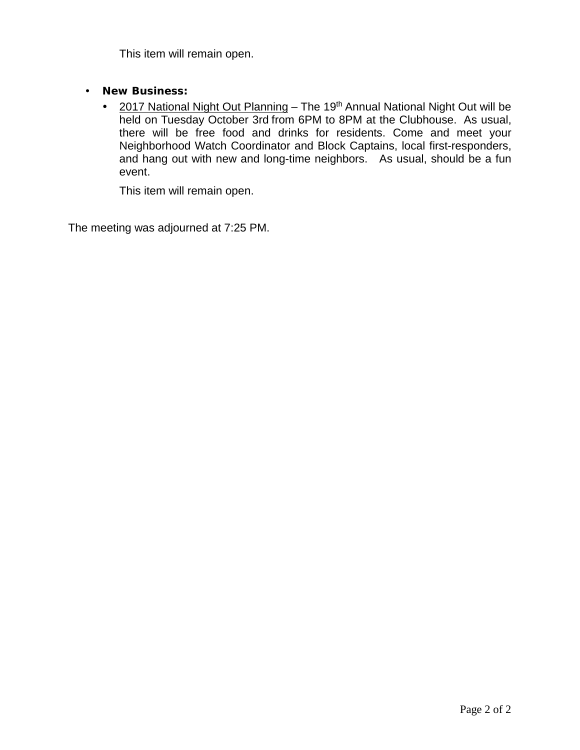This item will remain open.

- **New Business:**
  - <u>2017 National Night Out Planning</u> – The 19th Annual National Night Out will be held on Tuesday October 3rd from 6PM to 8PM at the Clubhouse. As usual, there will be free food and drinks for residents. Come and meet your Neighborhood Watch Coordinator and Block Captains, local first-responders, and hang out with new and long-time neighbors. As usual, should be a fun event.

    This item will remain open.

The meeting was adjourned at 7:25 PM.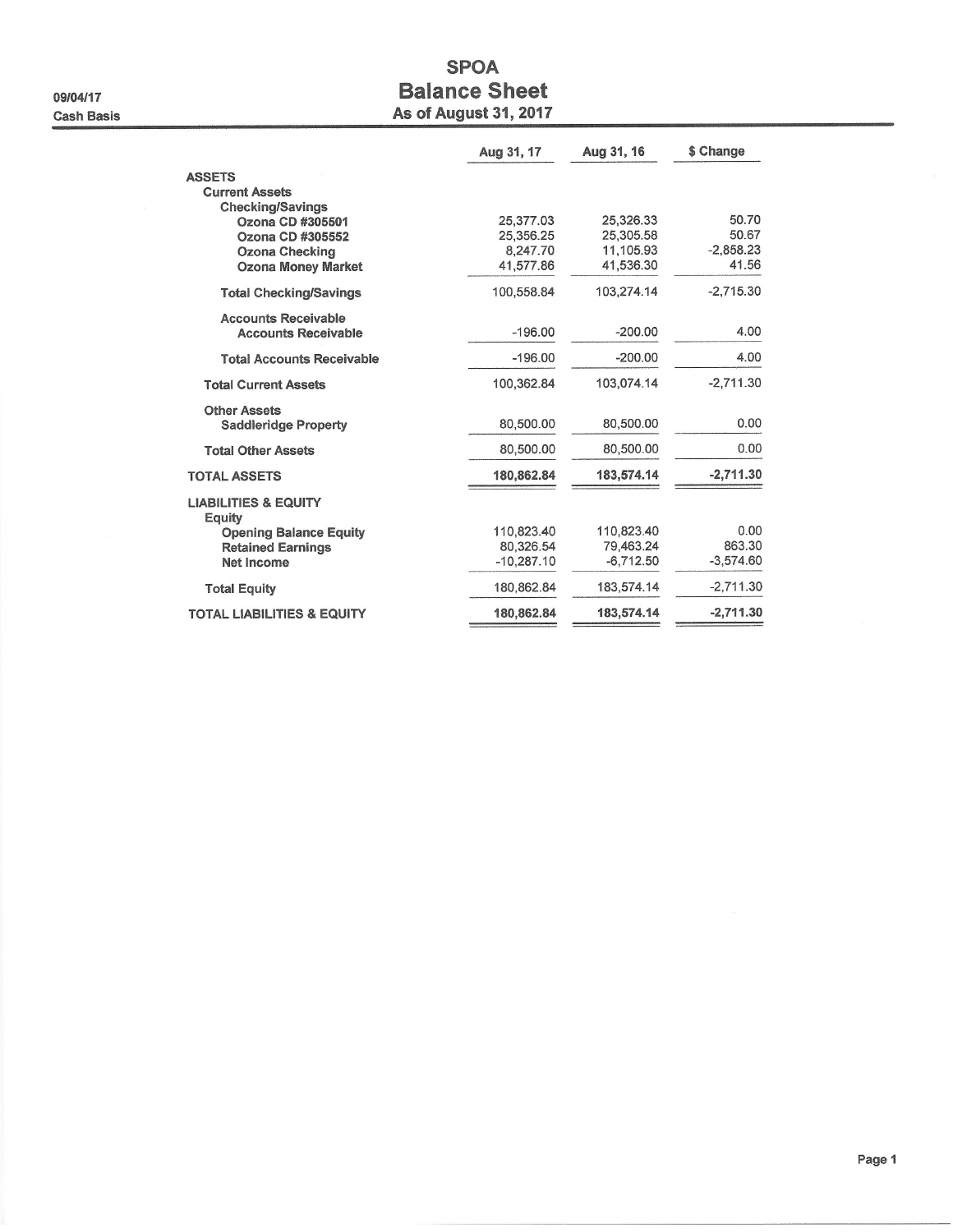09/04/17

Cash Basis

# SPOA

## Balance Sheet

### As of August 31, 2017

| | Aug 31, 17 | Aug 31, 16 | $ Change |
|---|---|---|---|
| **ASSETS** | | | |
| **Current Assets** | | | |
| **Checking/Savings** | | | |
| **Ozona CD #305501** | 25,377.03 | 25,326.33 | 50.70 |
| **Ozona CD #305552** | 25,356.25 | 25,305.58 | 50.67 |
| **Ozona Checking** | 8,247.70 | 11,105.93 | -2,858.23 |
| **Ozona Money Market** | 41,577.86 | 41,536.30 | 41.56 |
| **Total Checking/Savings** | 100,558.84 | 103,274.14 | -2,715.30 |
| **Accounts Receivable** | | | |
| **Accounts Receivable** | -196.00 | -200.00 | 4.00 |
| **Total Accounts Receivable** | -196.00 | -200.00 | 4.00 |
| **Total Current Assets** | 100,362.84 | 103,074.14 | -2,711.30 |
| **Other Assets** | | | |
| **Saddleridge Property** | 80,500.00 | 80,500.00 | 0.00 |
| **Total Other Assets** | 80,500.00 | 80,500.00 | 0.00 |
| **TOTAL ASSETS** | **180,862.84** | **183,574.14** | **-2,711.30** |
| **LIABILITIES & EQUITY** | | | |
| **Equity** | | | |
| **Opening Balance Equity** | 110,823.40 | 110,823.40 | 0.00 |
| **Retained Earnings** | 80,326.54 | 79,463.24 | 863.30 |
| **Net Income** | -10,287.10 | -6,712.50 | -3,574.60 |
| **Total Equity** | 180,862.84 | 183,574.14 | -2,711.30 |
| **TOTAL LIABILITIES & EQUITY** | 180,862.84 | 183,574.14 | -2,711.30 |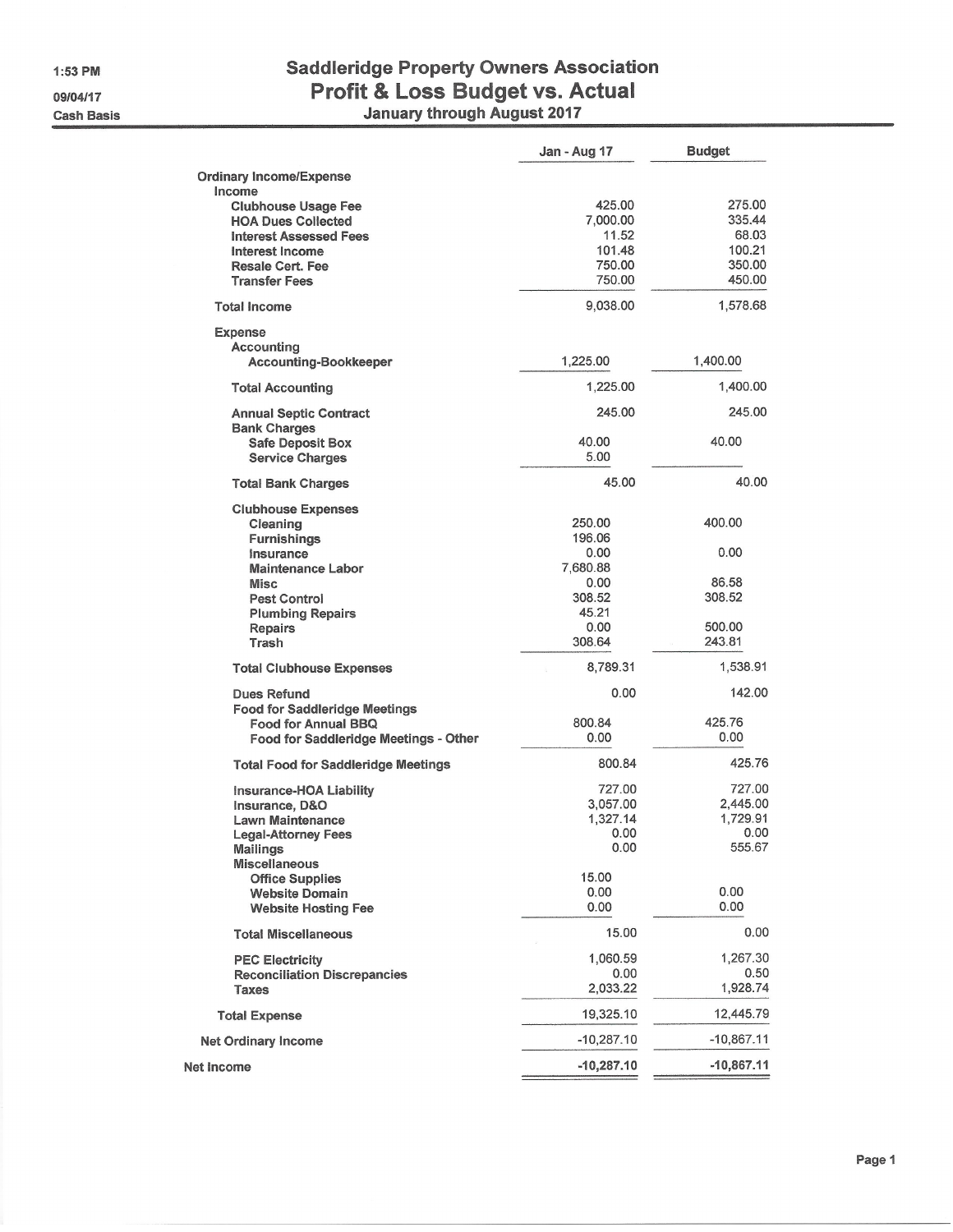1:53 PM
09/04/17
Cash Basis

# Saddleridge Property Owners Association
## Profit & Loss Budget vs. Actual
### January through August 2017

| | Jan - Aug 17 | Budget |
|---|---|---|
| **Ordinary Income/Expense** | | |
| **Income** | | |
| **Clubhouse Usage Fee** | 425.00 | 275.00 |
| **HOA Dues Collected** | 7,000.00 | 335.44 |
| **Interest Assessed Fees** | 11.52 | 68.03 |
| **Interest Income** | 101.48 | 100.21 |
| **Resale Cert. Fee** | 750.00 | 350.00 |
| **Transfer Fees** | 750.00 | 450.00 |
| **Total Income** | 9,038.00 | 1,578.68 |
| **Expense** | | |
| **Accounting** | | |
| **Accounting-Bookkeeper** | 1,225.00 | 1,400.00 |
| **Total Accounting** | 1,225.00 | 1,400.00 |
| **Annual Septic Contract** | 245.00 | 245.00 |
| **Bank Charges** | | |
| **Safe Deposit Box** | 40.00 | 40.00 |
| **Service Charges** | 5.00 | |
| **Total Bank Charges** | 45.00 | 40.00 |
| **Clubhouse Expenses** | | |
| **Cleaning** | 250.00 | 400.00 |
| **Furnishings** | 196.06 | |
| **Insurance** | 0.00 | 0.00 |
| **Maintenance Labor** | 7,680.88 | |
| **Misc** | 0.00 | 86.58 |
| **Pest Control** | 308.52 | 308.52 |
| **Plumbing Repairs** | 45.21 | |
| **Repairs** | 0.00 | 500.00 |
| **Trash** | 308.64 | 243.81 |
| **Total Clubhouse Expenses** | 8,789.31 | 1,538.91 |
| **Dues Refund** | 0.00 | 142.00 |
| **Food for Saddleridge Meetings** | | |
| **Food for Annual BBQ** | 800.84 | 425.76 |
| **Food for Saddleridge Meetings - Other** | 0.00 | 0.00 |
| **Total Food for Saddleridge Meetings** | 800.84 | 425.76 |
| **Insurance-HOA Liability** | 727.00 | 727.00 |
| **Insurance, D&O** | 3,057.00 | 2,445.00 |
| **Lawn Maintenance** | 1,327.14 | 1,729.91 |
| **Legal-Attorney Fees** | 0.00 | 0.00 |
| **Mailings** | 0.00 | 555.67 |
| **Miscellaneous** | | |
| **Office Supplies** | 15.00 | |
| **Website Domain** | 0.00 | 0.00 |
| **Website Hosting Fee** | 0.00 | 0.00 |
| **Total Miscellaneous** | 15.00 | 0.00 |
| **PEC Electricity** | 1,060.59 | 1,267.30 |
| **Reconciliation Discrepancies** | 0.00 | 0.50 |
| **Taxes** | 2,033.22 | 1,928.74 |
| **Total Expense** | 19,325.10 | 12,445.79 |
| **Net Ordinary Income** | -10,287.10 | -10,867.11 |
| **Net Income** | **-10,287.10** | **-10,867.11** |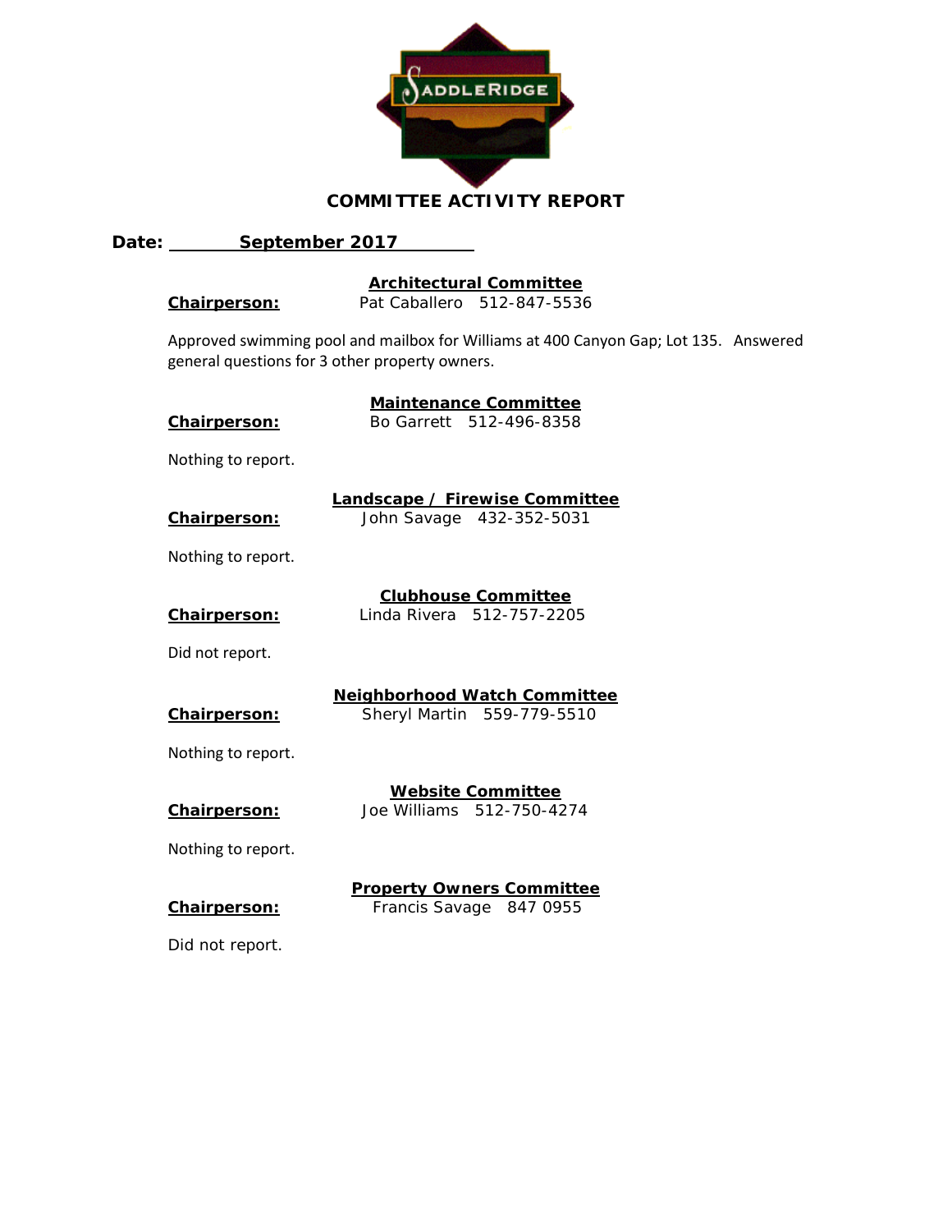# COMMITTEE ACTIVITY REPORT

**Date: September 2017**

## Architectural Committee

**Chairperson:** Pat Caballero 512-847-5536

Approved swimming pool and mailbox for Williams at 400 Canyon Gap; Lot 135. Answered general questions for 3 other property owners.

## Maintenance Committee

**Chairperson:** Bo Garrett 512-496-8358

Nothing to report.

## Landscape / Firewise Committee

**Chairperson:** John Savage 432-352-5031

Nothing to report.

## Clubhouse Committee

**Chairperson:** Linda Rivera 512-757-2205

Did not report.

## Neighborhood Watch Committee

**Chairperson:** Sheryl Martin 559-779-5510

Nothing to report.

## Website Committee

**Chairperson:** Joe Williams 512-750-4274

Nothing to report.

## Property Owners Committee

**Chairperson:** Francis Savage 847 0955

Did not report.